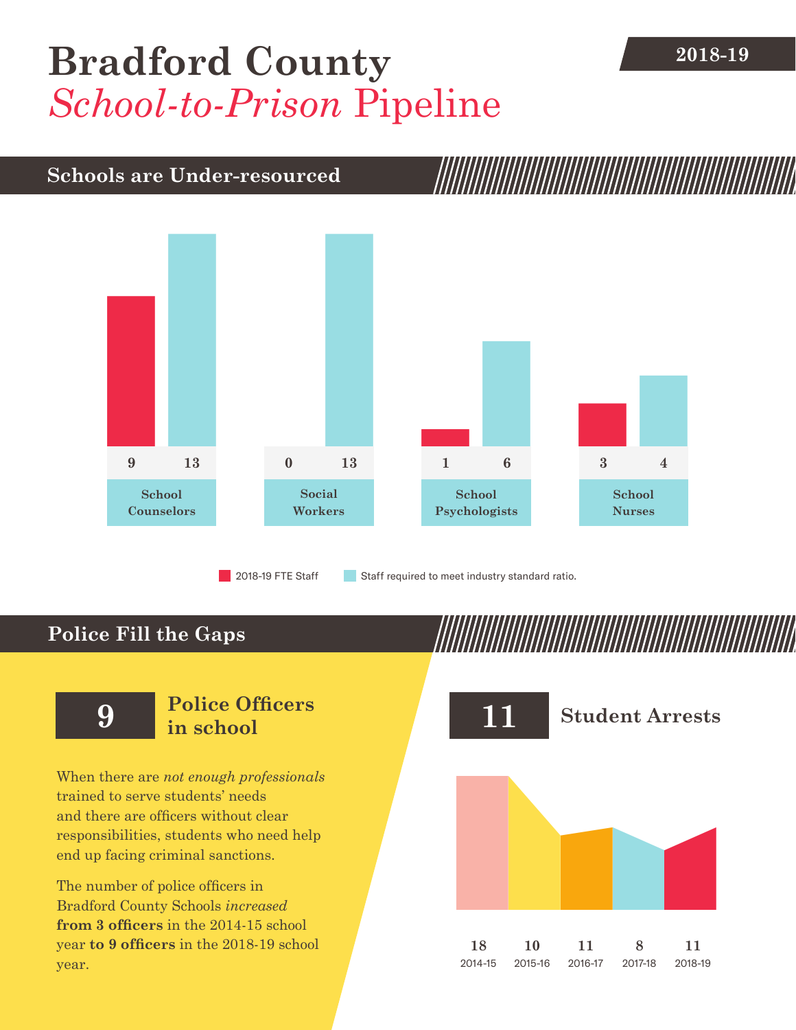# Bradford County *School-to-Prison* Pipeline

2018-19

## Schools are Under-resourced

| | 2018-19 FTE Staff | Staff required to meet industry standard ratio. |
|---|---|---|
| School Counselors | 9 | 13 |
| Social Workers | 0 | 13 |
| School Psychologists | 1 | 6 |
| School Nurses | 3 | 4 |

## Police Fill the Gaps

**9** **Police Officers in school**

When there are *not enough professionals* trained to serve students' needs and there are officers without clear responsibilities, students who need help end up facing criminal sanctions.

The number of police officers in Bradford County Schools *increased* **from 3 officers** in the 2014-15 school year **to 9 officers** in the 2018-19 school year.

**11** **Student Arrests**

| 2014-15 | 2015-16 | 2016-17 | 2017-18 | 2018-19 |
|---|---|---|---|---|
| 18 | 10 | 11 | 8 | 11 |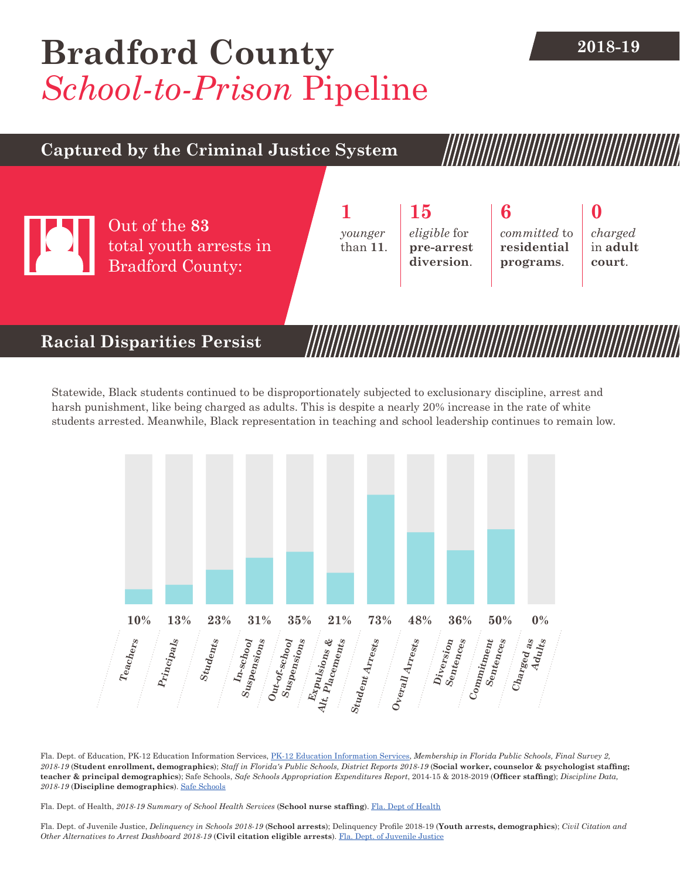# Bradford County *School-to-Prison* Pipeline

2018-19

## Captured by the Criminal Justice System

Out of the **83** total youth arrests in Bradford County:

**1** *younger* than **11**.

**15** *eligible* for **pre-arrest diversion**.

**6** *committed* to **residential programs**.

**0** *charged* in **adult court**.

## Racial Disparities Persist

Statewide, Black students continued to be disproportionately subjected to exclusionary discipline, arrest and harsh punishment, like being charged as adults. This is despite a nearly 20% increase in the rate of white students arrested. Meanwhile, Black representation in teaching and school leadership continues to remain low.

10% Teachers

13% Principals

23% Students

31% In-school Suspensions

35% Out-of-school Suspensions

21% Expulsions & Alt. Placements

73% Student Arrests

48% Overall Arrests

36% Diversion Sentences

50% Commitment Sentences

0% Charged as Adults

Fla. Dept. of Education, PK-12 Education Information Services, PK-12 Education Information Services, *Membership in Florida Public Schools, Final Survey 2, 2018-19* (**Student enrollment, demographics**); *Staff in Florida's Public Schools, District Reports 2018-19* (**Social worker, counselor & psychologist staffing; teacher & principal demographics**); Safe Schools, *Safe Schools Appropriation Expenditures Report*, 2014-15 & 2018-2019 (**Officer staffing**); *Discipline Data, 2018-19* (**Discipline demographics**). Safe Schools

Fla. Dept. of Health, *2018-19 Summary of School Health Services* (**School nurse staffing**). Fla. Dept of Health

Fla. Dept. of Juvenile Justice, *Delinquency in Schools 2018-19* (**School arrests**); Delinquency Profile 2018-19 (**Youth arrests, demographics**); *Civil Citation and Other Alternatives to Arrest Dashboard 2018-19* (**Civil citation eligible arrests**). Fla. Dept. of Juvenile Justice